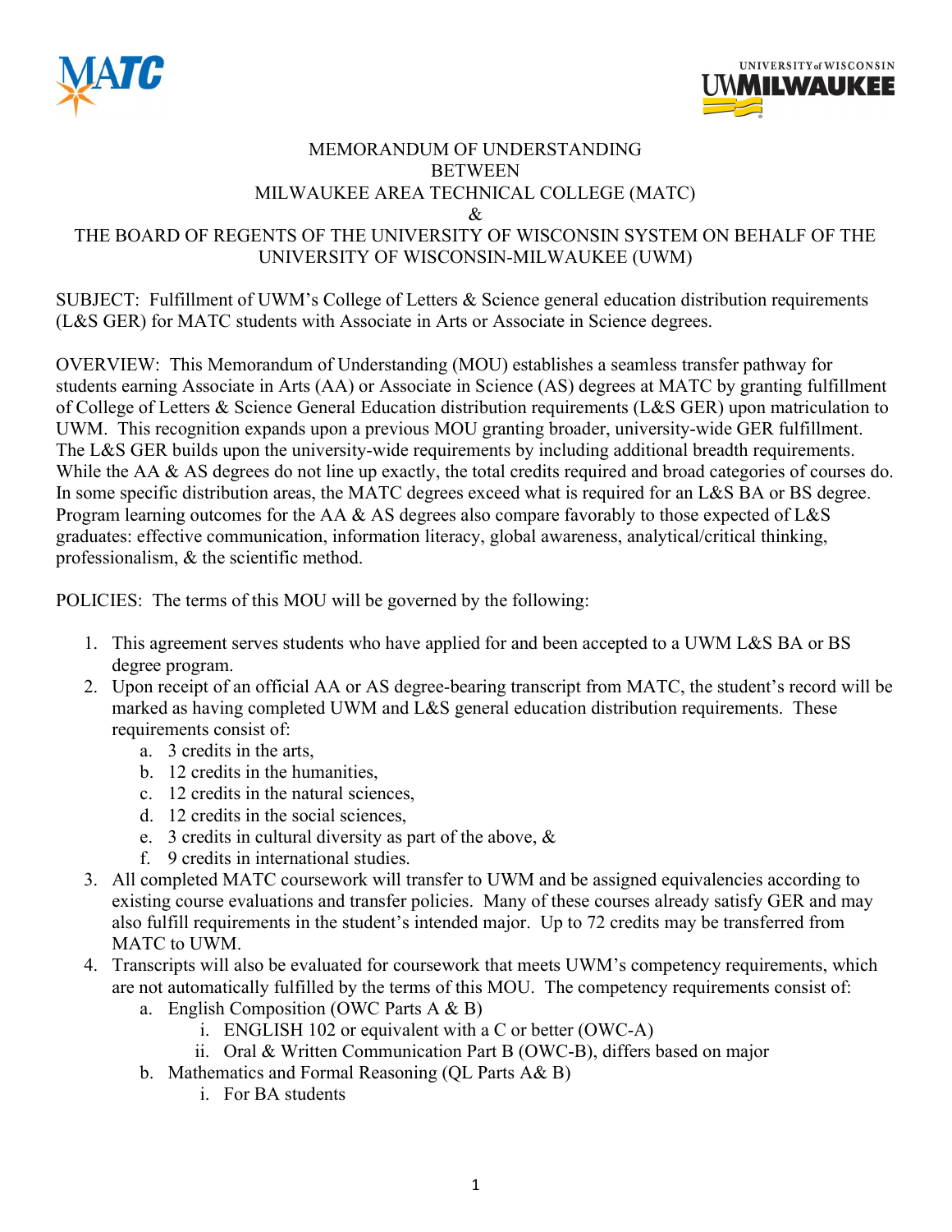# MEMORANDUM OF UNDERSTANDING BETWEEN MILWAUKEE AREA TECHNICAL COLLEGE (MATC) & THE BOARD OF REGENTS OF THE UNIVERSITY OF WISCONSIN SYSTEM ON BEHALF OF THE UNIVERSITY OF WISCONSIN-MILWAUKEE (UWM)

SUBJECT: Fulfillment of UWM's College of Letters & Science general education distribution requirements (L&S GER) for MATC students with Associate in Arts or Associate in Science degrees.

OVERVIEW: This Memorandum of Understanding (MOU) establishes a seamless transfer pathway for students earning Associate in Arts (AA) or Associate in Science (AS) degrees at MATC by granting fulfillment of College of Letters & Science General Education distribution requirements (L&S GER) upon matriculation to UWM. This recognition expands upon a previous MOU granting broader, university-wide GER fulfillment. The L&S GER builds upon the university-wide requirements by including additional breadth requirements. While the AA & AS degrees do not line up exactly, the total credits required and broad categories of courses do. In some specific distribution areas, the MATC degrees exceed what is required for an L&S BA or BS degree. Program learning outcomes for the AA & AS degrees also compare favorably to those expected of L&S graduates: effective communication, information literacy, global awareness, analytical/critical thinking, professionalism, & the scientific method.

POLICIES: The terms of this MOU will be governed by the following:

1. This agreement serves students who have applied for and been accepted to a UWM L&S BA or BS degree program.
2. Upon receipt of an official AA or AS degree-bearing transcript from MATC, the student's record will be marked as having completed UWM and L&S general education distribution requirements. These requirements consist of:
    a. 3 credits in the arts,
    b. 12 credits in the humanities,
    c. 12 credits in the natural sciences,
    d. 12 credits in the social sciences,
    e. 3 credits in cultural diversity as part of the above, &
    f. 9 credits in international studies.
3. All completed MATC coursework will transfer to UWM and be assigned equivalencies according to existing course evaluations and transfer policies. Many of these courses already satisfy GER and may also fulfill requirements in the student's intended major. Up to 72 credits may be transferred from MATC to UWM.
4. Transcripts will also be evaluated for coursework that meets UWM's competency requirements, which are not automatically fulfilled by the terms of this MOU. The competency requirements consist of:
    a. English Composition (OWC Parts A & B)
        i. ENGLISH 102 or equivalent with a C or better (OWC-A)
        ii. Oral & Written Communication Part B (OWC-B), differs based on major
    b. Mathematics and Formal Reasoning (QL Parts A& B)
        i. For BA students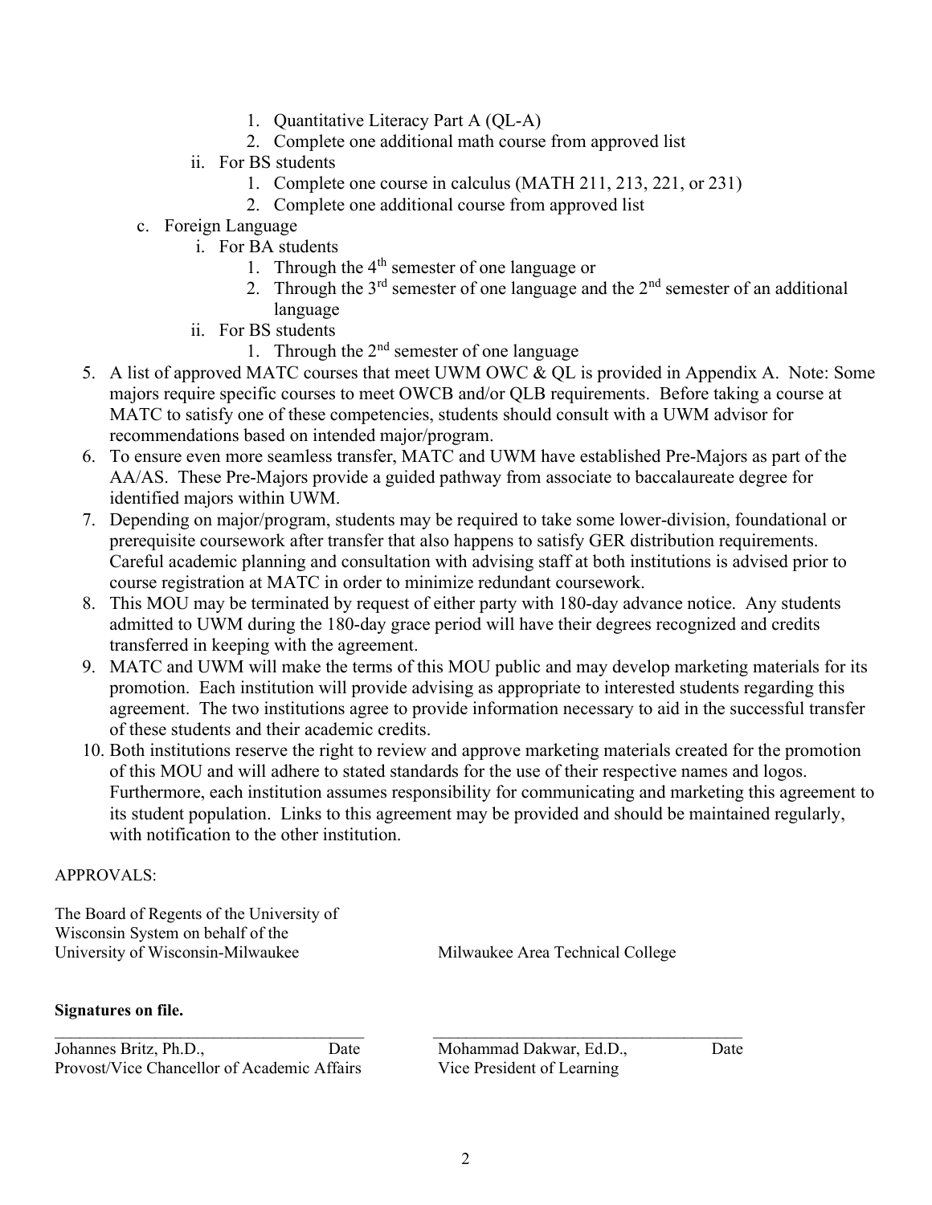1. Quantitative Literacy Part A (QL-A)
            2. Complete one additional math course from approved list
        ii. For BS students
            1. Complete one course in calculus (MATH 211, 213, 221, or 231)
            2. Complete one additional course from approved list
    c. Foreign Language
        i. For BA students
            1. Through the 4th semester of one language or
            2. Through the 3rd semester of one language and the 2nd semester of an additional language
        ii. For BS students
            1. Through the 2nd semester of one language

5. A list of approved MATC courses that meet UWM OWC & QL is provided in Appendix A. Note: Some majors require specific courses to meet OWCB and/or QLB requirements. Before taking a course at MATC to satisfy one of these competencies, students should consult with a UWM advisor for recommendations based on intended major/program.
6. To ensure even more seamless transfer, MATC and UWM have established Pre-Majors as part of the AA/AS. These Pre-Majors provide a guided pathway from associate to baccalaureate degree for identified majors within UWM.
7. Depending on major/program, students may be required to take some lower-division, foundational or prerequisite coursework after transfer that also happens to satisfy GER distribution requirements. Careful academic planning and consultation with advising staff at both institutions is advised prior to course registration at MATC in order to minimize redundant coursework.
8. This MOU may be terminated by request of either party with 180-day advance notice. Any students admitted to UWM during the 180-day grace period will have their degrees recognized and credits transferred in keeping with the agreement.
9. MATC and UWM will make the terms of this MOU public and may develop marketing materials for its promotion. Each institution will provide advising as appropriate to interested students regarding this agreement. The two institutions agree to provide information necessary to aid in the successful transfer of these students and their academic credits.
10. Both institutions reserve the right to review and approve marketing materials created for the promotion of this MOU and will adhere to stated standards for the use of their respective names and logos. Furthermore, each institution assumes responsibility for communicating and marketing this agreement to its student population. Links to this agreement may be provided and should be maintained regularly, with notification to the other institution.

APPROVALS:

The Board of Regents of the University of Wisconsin System on behalf of the University of Wisconsin-Milwaukee

Milwaukee Area Technical College

**Signatures on file.**

Johannes Britz, Ph.D., Date
Provost/Vice Chancellor of Academic Affairs

Mohammad Dakwar, Ed.D., Date
Vice President of Learning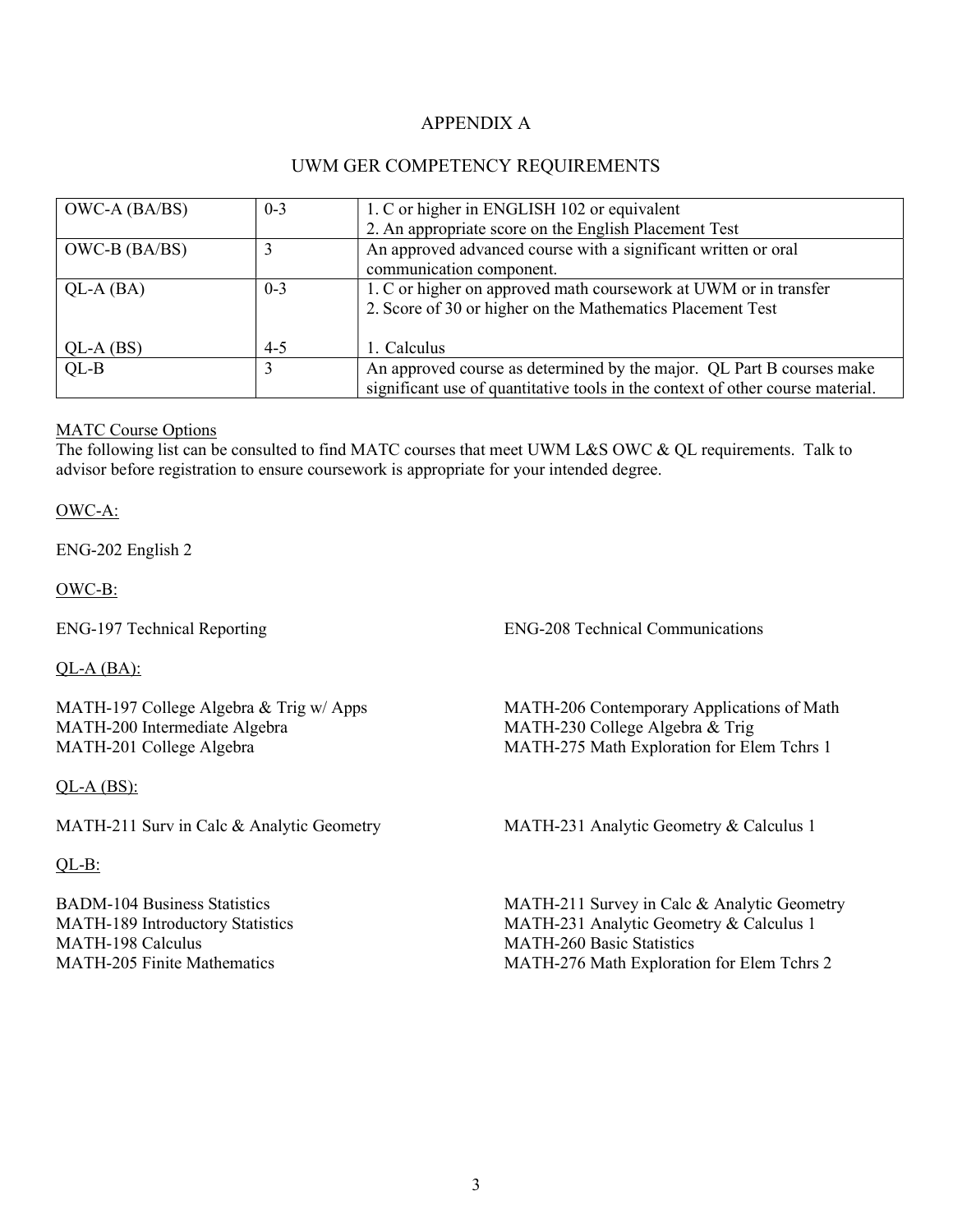# APPENDIX A

## UWM GER COMPETENCY REQUIREMENTS

| | | |
|---|---|---|
| OWC-A (BA/BS) | 0-3 | 1. C or higher in ENGLISH 102 or equivalent<br>2. An appropriate score on the English Placement Test |
| OWC-B (BA/BS) | 3 | An approved advanced course with a significant written or oral communication component. |
| QL-A (BA)<br><br>QL-A (BS) | 0-3<br><br>4-5 | 1. C or higher on approved math coursework at UWM or in transfer<br>2. Score of 30 or higher on the Mathematics Placement Test<br><br>1. Calculus |
| QL-B | 3 | An approved course as determined by the major. QL Part B courses make significant use of quantitative tools in the context of other course material. |

MATC Course Options

The following list can be consulted to find MATC courses that meet UWM L&S OWC & QL requirements. Talk to advisor before registration to ensure coursework is appropriate for your intended degree.

OWC-A:

ENG-202 English 2

OWC-B:

ENG-197 Technical Reporting

ENG-208 Technical Communications

QL-A (BA):

MATH-197 College Algebra & Trig w/ Apps

MATH-200 Intermediate Algebra

MATH-201 College Algebra

MATH-206 Contemporary Applications of Math

MATH-230 College Algebra & Trig

MATH-275 Math Exploration for Elem Tchrs 1

QL-A (BS):

MATH-211 Surv in Calc & Analytic Geometry

MATH-231 Analytic Geometry & Calculus 1

QL-B:

BADM-104 Business Statistics

MATH-189 Introductory Statistics

MATH-198 Calculus

MATH-205 Finite Mathematics

MATH-211 Survey in Calc & Analytic Geometry

MATH-231 Analytic Geometry & Calculus 1

MATH-260 Basic Statistics

MATH-276 Math Exploration for Elem Tchrs 2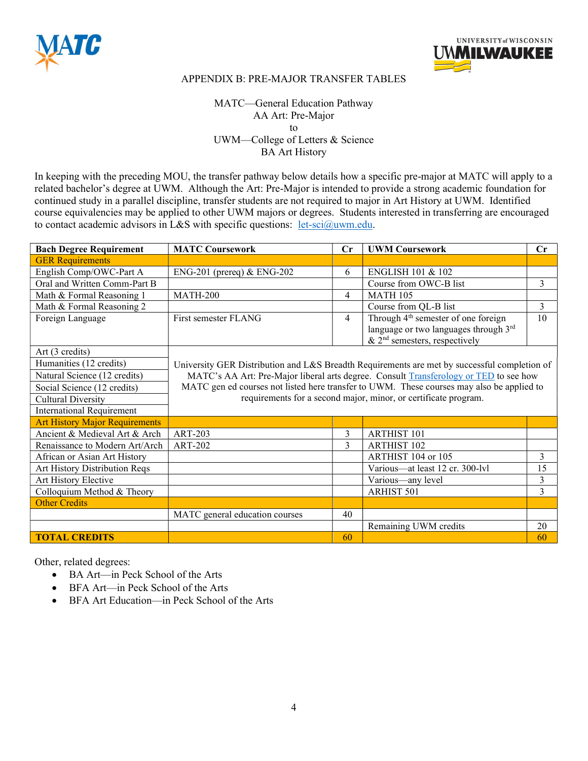APPENDIX B: PRE-MAJOR TRANSFER TABLES

MATC—General Education Pathway
AA Art: Pre-Major
to
UWM—College of Letters & Science
BA Art History

In keeping with the preceding MOU, the transfer pathway below details how a specific pre-major at MATC will apply to a related bachelor's degree at UWM. Although the Art: Pre-Major is intended to provide a strong academic foundation for continued study in a parallel discipline, transfer students are not required to major in Art History at UWM. Identified course equivalencies may be applied to other UWM majors or degrees. Students interested in transferring are encouraged to contact academic advisors in L&S with specific questions: let-sci@uwm.edu.

| Bach Degree Requirement | MATC Coursework | Cr | UWM Coursework | Cr |
|---|---|---|---|---|
| GER Requirements | | | | |
| English Comp/OWC-Part A | ENG-201 (prereq) & ENG-202 | 6 | ENGLISH 101 & 102 | |
| Oral and Written Comm-Part B | | | Course from OWC-B list | 3 |
| Math & Formal Reasoning 1 | MATH-200 | 4 | MATH 105 | |
| Math & Formal Reasoning 2 | | | Course from QL-B list | 3 |
| Foreign Language | First semester FLANG | 4 | Through 4th semester of one foreign language or two languages through 3rd & 2nd semesters, respectively | 10 |
| Art (3 credits) | University GER Distribution and L&S Breadth Requirements are met by successful completion of MATC's AA Art: Pre-Major liberal arts degree. Consult Transferology or TED to see how MATC gen ed courses not listed here transfer to UWM. These courses may also be applied to requirements for a second major, minor, or certificate program. | | | |
| Humanities (12 credits) | | | | |
| Natural Science (12 credits) | | | | |
| Social Science (12 credits) | | | | |
| Cultural Diversity | | | | |
| International Requirement | | | | |
| Art History Major Requirements | | | | |
| Ancient & Medieval Art & Arch | ART-203 | 3 | ARTHIST 101 | |
| Renaissance to Modern Art/Arch | ART-202 | 3 | ARTHIST 102 | |
| African or Asian Art History | | | ARTHIST 104 or 105 | 3 |
| Art History Distribution Reqs | | | Various—at least 12 cr. 300-lvl | 15 |
| Art History Elective | | | Various—any level | 3 |
| Colloquium Method & Theory | | | ARHIST 501 | 3 |
| Other Credits | | | | |
| | MATC general education courses | 40 | | |
| | | | Remaining UWM credits | 20 |
| **TOTAL CREDITS** | | 60 | | 60 |

Other, related degrees:

- BA Art—in Peck School of the Arts
- BFA Art—in Peck School of the Arts
- BFA Art Education—in Peck School of the Arts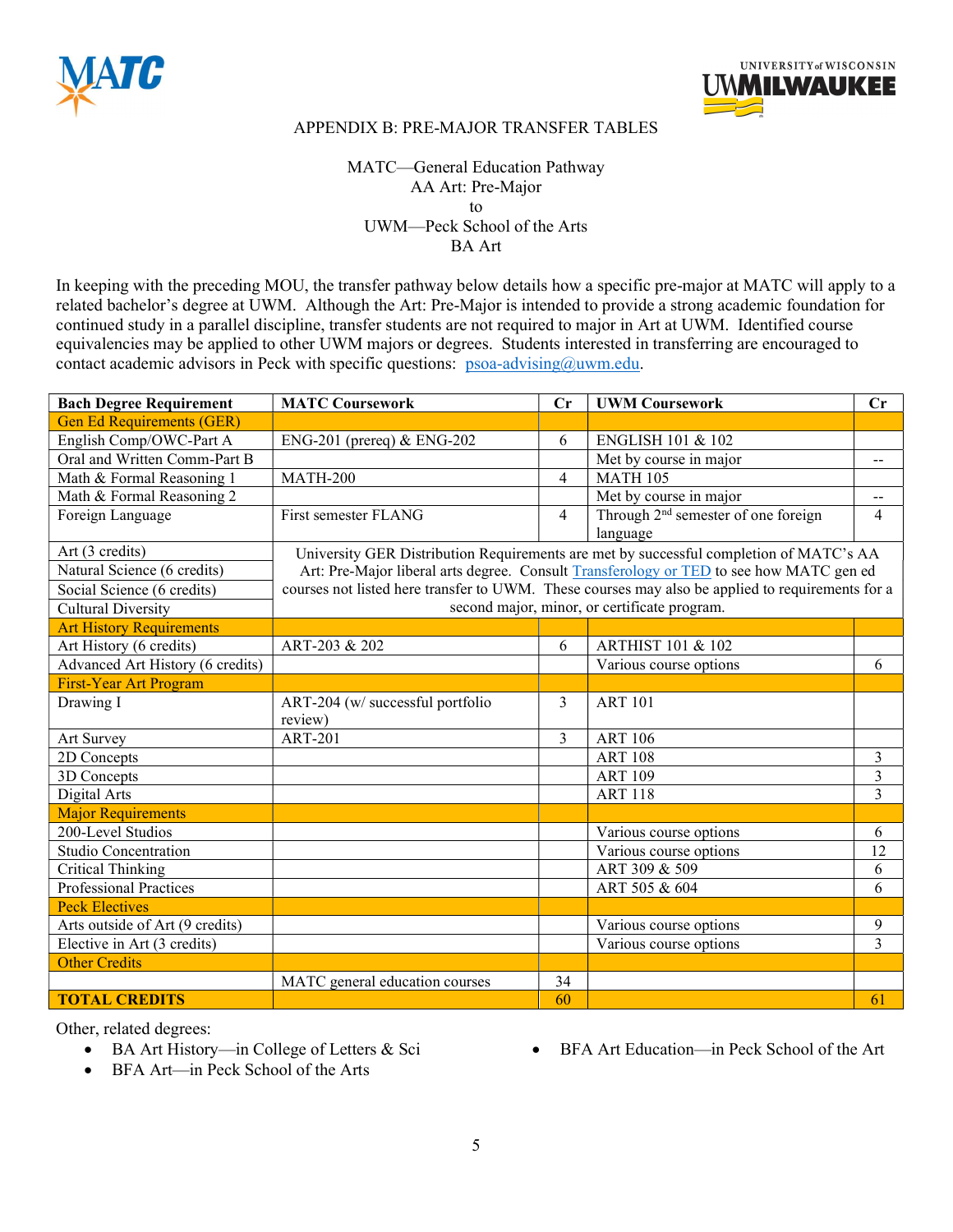APPENDIX B: PRE-MAJOR TRANSFER TABLES

MATC—General Education Pathway
AA Art: Pre-Major
to
UWM—Peck School of the Arts
BA Art

In keeping with the preceding MOU, the transfer pathway below details how a specific pre-major at MATC will apply to a related bachelor's degree at UWM. Although the Art: Pre-Major is intended to provide a strong academic foundation for continued study in a parallel discipline, transfer students are not required to major in Art at UWM. Identified course equivalencies may be applied to other UWM majors or degrees. Students interested in transferring are encouraged to contact academic advisors in Peck with specific questions: psoa-advising@uwm.edu.

| **Bach Degree Requirement** | **MATC Coursework** | **Cr** | **UWM Coursework** | **Cr** |
|---|---|---|---|---|
| Gen Ed Requirements (GER) | | | | |
| English Comp/OWC-Part A | ENG-201 (prereq) & ENG-202 | 6 | ENGLISH 101 & 102 | |
| Oral and Written Comm-Part B | | | Met by course in major | -- |
| Math & Formal Reasoning 1 | MATH-200 | 4 | MATH 105 | |
| Math & Formal Reasoning 2 | | | Met by course in major | -- |
| Foreign Language | First semester FLANG | 4 | Through 2nd semester of one foreign language | 4 |
| Art (3 credits) | University GER Distribution Requirements are met by successful completion of MATC's AA Art: Pre-Major liberal arts degree. Consult Transferology or TED to see how MATC gen ed courses not listed here transfer to UWM. These courses may also be applied to requirements for a second major, minor, or certificate program. | | | |
| Natural Science (6 credits) | | | | |
| Social Science (6 credits) | | | | |
| Cultural Diversity | | | | |
| Art History Requirements | | | | |
| Art History (6 credits) | ART-203 & 202 | 6 | ARTHIST 101 & 102 | |
| Advanced Art History (6 credits) | | | Various course options | 6 |
| First-Year Art Program | | | | |
| Drawing I | ART-204 (w/ successful portfolio review) | 3 | ART 101 | |
| Art Survey | ART-201 | 3 | ART 106 | |
| 2D Concepts | | | ART 108 | 3 |
| 3D Concepts | | | ART 109 | 3 |
| Digital Arts | | | ART 118 | 3 |
| Major Requirements | | | | |
| 200-Level Studios | | | Various course options | 6 |
| Studio Concentration | | | Various course options | 12 |
| Critical Thinking | | | ART 309 & 509 | 6 |
| Professional Practices | | | ART 505 & 604 | 6 |
| Peck Electives | | | | |
| Arts outside of Art (9 credits) | | | Various course options | 9 |
| Elective in Art (3 credits) | | | Various course options | 3 |
| Other Credits | | | | |
| | MATC general education courses | 34 | | |
| **TOTAL CREDITS** | | 60 | | 61 |

Other, related degrees:

- BA Art History—in College of Letters & Sci
- BFA Art—in Peck School of the Arts
- BFA Art Education—in Peck School of the Art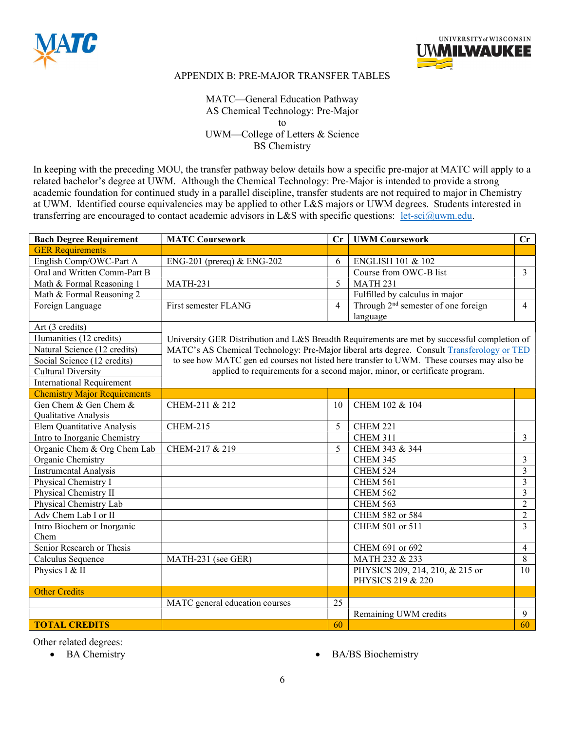APPENDIX B: PRE-MAJOR TRANSFER TABLES

MATC—General Education Pathway
AS Chemical Technology: Pre-Major
to
UWM—College of Letters & Science
BS Chemistry

In keeping with the preceding MOU, the transfer pathway below details how a specific pre-major at MATC will apply to a related bachelor's degree at UWM. Although the Chemical Technology: Pre-Major is intended to provide a strong academic foundation for continued study in a parallel discipline, transfer students are not required to major in Chemistry at UWM. Identified course equivalencies may be applied to other L&S majors or UWM degrees. Students interested in transferring are encouraged to contact academic advisors in L&S with specific questions: let-sci@uwm.edu.

| Bach Degree Requirement | MATC Coursework | Cr | UWM Coursework | Cr |
|---|---|---|---|---|
| **GER Requirements** | | | | |
| English Comp/OWC-Part A | ENG-201 (prereq) & ENG-202 | 6 | ENGLISH 101 & 102 | |
| Oral and Written Comm-Part B | | | Course from OWC-B list | 3 |
| Math & Formal Reasoning 1 | MATH-231 | 5 | MATH 231 | |
| Math & Formal Reasoning 2 | | | Fulfilled by calculus in major | |
| Foreign Language | First semester FLANG | 4 | Through 2nd semester of one foreign language | 4 |
| Art (3 credits) | University GER Distribution and L&S Breadth Requirements are met by successful completion of MATC's AS Chemical Technology: Pre-Major liberal arts degree. Consult Transferology or TED to see how MATC gen ed courses not listed here transfer to UWM. These courses may also be applied to requirements for a second major, minor, or certificate program. | | | |
| Humanities (12 credits) | | | | |
| Natural Science (12 credits) | | | | |
| Social Science (12 credits) | | | | |
| Cultural Diversity | | | | |
| International Requirement | | | | |
| **Chemistry Major Requirements** | | | | |
| Gen Chem & Gen Chem & Qualitative Analysis | CHEM-211 & 212 | 10 | CHEM 102 & 104 | |
| Elem Quantitative Analysis | CHEM-215 | 5 | CHEM 221 | |
| Intro to Inorganic Chemistry | | | CHEM 311 | 3 |
| Organic Chem & Org Chem Lab | CHEM-217 & 219 | 5 | CHEM 343 & 344 | |
| Organic Chemistry | | | CHEM 345 | 3 |
| Instrumental Analysis | | | CHEM 524 | 3 |
| Physical Chemistry I | | | CHEM 561 | 3 |
| Physical Chemistry II | | | CHEM 562 | 3 |
| Physical Chemistry Lab | | | CHEM 563 | 2 |
| Adv Chem Lab I or II | | | CHEM 582 or 584 | 2 |
| Intro Biochem or Inorganic Chem | | | CHEM 501 or 511 | 3 |
| Senior Research or Thesis | | | CHEM 691 or 692 | 4 |
| Calculus Sequence | MATH-231 (see GER) | | MATH 232 & 233 | 8 |
| Physics I & II | | | PHYSICS 209, 214, 210, & 215 or PHYSICS 219 & 220 | 10 |
| **Other Credits** | | | | |
| | MATC general education courses | 25 | | |
| | | | Remaining UWM credits | 9 |
| **TOTAL CREDITS** | | 60 | | 60 |

Other related degrees:

- BA Chemistry
- BA/BS Biochemistry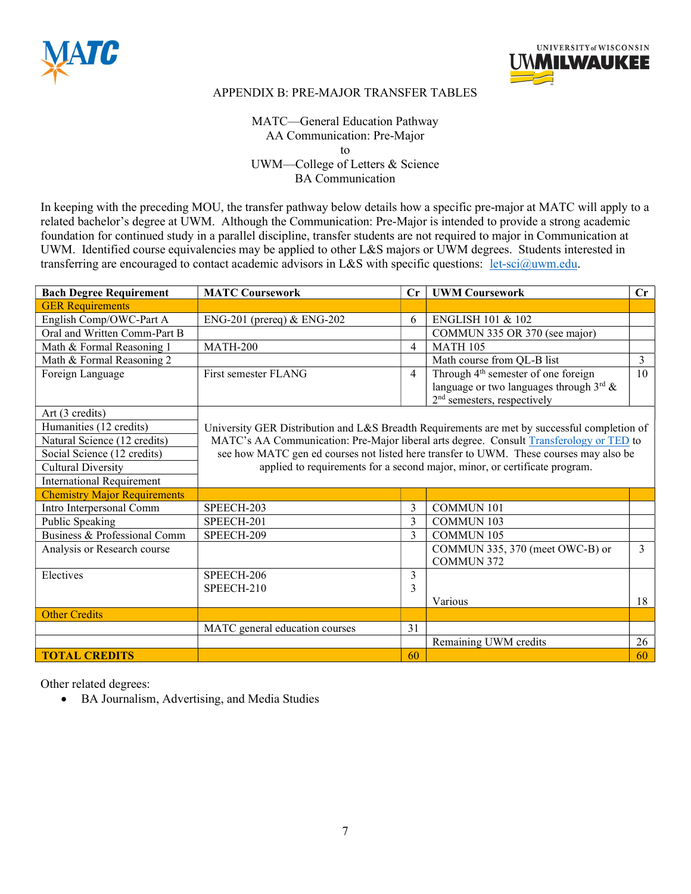APPENDIX B: PRE-MAJOR TRANSFER TABLES

MATC—General Education Pathway
AA Communication: Pre-Major
to
UWM—College of Letters & Science
BA Communication

In keeping with the preceding MOU, the transfer pathway below details how a specific pre-major at MATC will apply to a related bachelor's degree at UWM. Although the Communication: Pre-Major is intended to provide a strong academic foundation for continued study in a parallel discipline, transfer students are not required to major in Communication at UWM. Identified course equivalencies may be applied to other L&S majors or UWM degrees. Students interested in transferring are encouraged to contact academic advisors in L&S with specific questions: let-sci@uwm.edu.

| Bach Degree Requirement | MATC Coursework | Cr | UWM Coursework | Cr |
|---|---|---|---|---|
| GER Requirements | | | | |
| English Comp/OWC-Part A | ENG-201 (prereq) & ENG-202 | 6 | ENGLISH 101 & 102 | |
| Oral and Written Comm-Part B | | | COMMUN 335 OR 370 (see major) | |
| Math & Formal Reasoning 1 | MATH-200 | 4 | MATH 105 | |
| Math & Formal Reasoning 2 | | | Math course from QL-B list | 3 |
| Foreign Language | First semester FLANG | 4 | Through 4th semester of one foreign language or two languages through 3rd & 2nd semesters, respectively | 10 |
| Art (3 credits) | University GER Distribution and L&S Breadth Requirements are met by successful completion of MATC's AA Communication: Pre-Major liberal arts degree. Consult Transferology or TED to see how MATC gen ed courses not listed here transfer to UWM. These courses may also be applied to requirements for a second major, minor, or certificate program. | | | |
| Humanities (12 credits) | | | | |
| Natural Science (12 credits) | | | | |
| Social Science (12 credits) | | | | |
| Cultural Diversity | | | | |
| International Requirement | | | | |
| Chemistry Major Requirements | | | | |
| Intro Interpersonal Comm | SPEECH-203 | 3 | COMMUN 101 | |
| Public Speaking | SPEECH-201 | 3 | COMMUN 103 | |
| Business & Professional Comm | SPEECH-209 | 3 | COMMUN 105 | |
| Analysis or Research course | | | COMMUN 335, 370 (meet OWC-B) or COMMUN 372 | 3 |
| Electives | SPEECH-206<br>SPEECH-210 | 3<br>3 | Various | 18 |
| Other Credits | | | | |
| | MATC general education courses | 31 | | |
| | | | Remaining UWM credits | 26 |
| **TOTAL CREDITS** | | 60 | | 60 |

Other related degrees:

- BA Journalism, Advertising, and Media Studies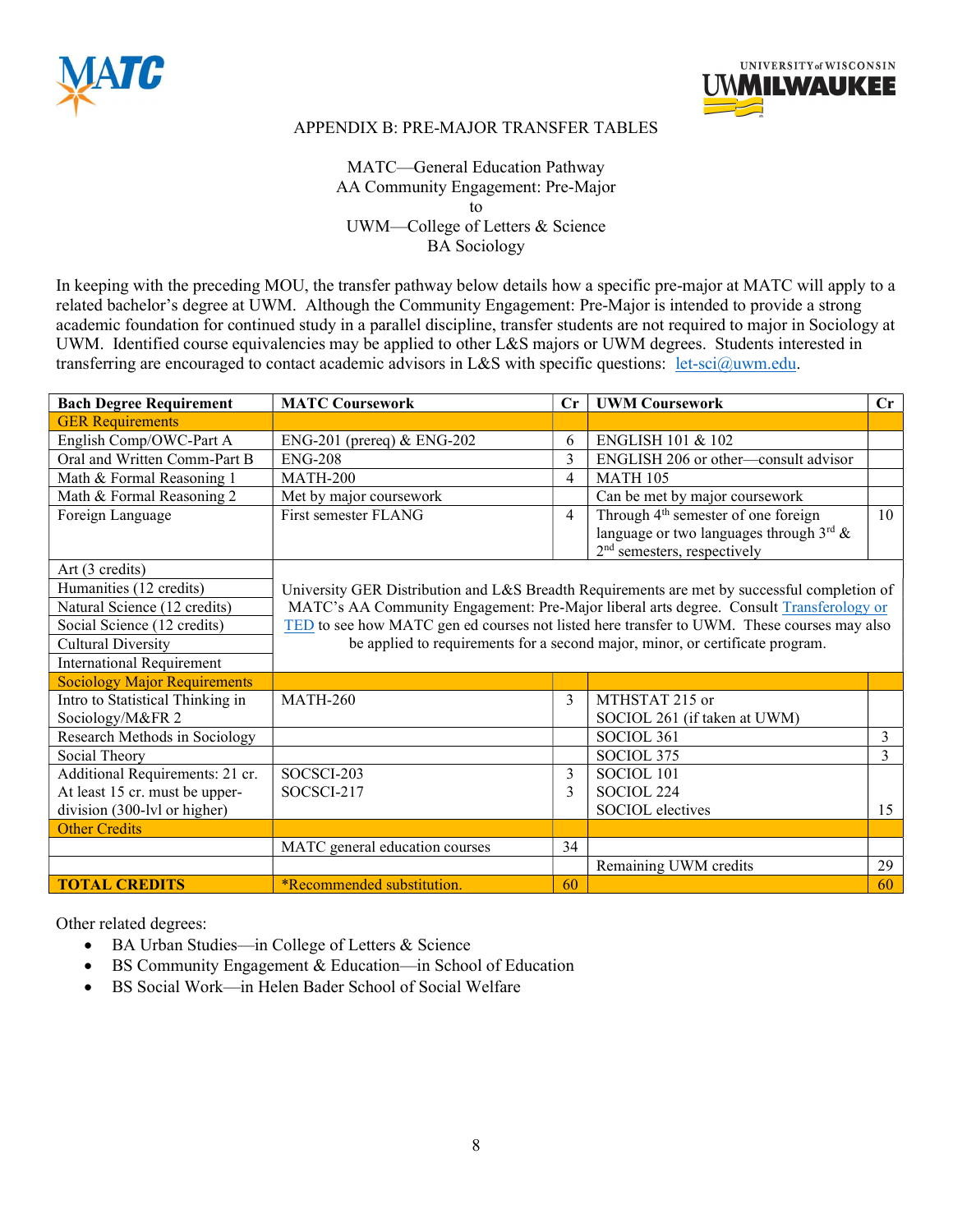APPENDIX B: PRE-MAJOR TRANSFER TABLES

MATC—General Education Pathway
AA Community Engagement: Pre-Major
to
UWM—College of Letters & Science
BA Sociology

In keeping with the preceding MOU, the transfer pathway below details how a specific pre-major at MATC will apply to a related bachelor's degree at UWM. Although the Community Engagement: Pre-Major is intended to provide a strong academic foundation for continued study in a parallel discipline, transfer students are not required to major in Sociology at UWM. Identified course equivalencies may be applied to other L&S majors or UWM degrees. Students interested in transferring are encouraged to contact academic advisors in L&S with specific questions: let-sci@uwm.edu.

| Bach Degree Requirement | MATC Coursework | Cr | UWM Coursework | Cr |
|---|---|---|---|---|
| GER Requirements | | | | |
| English Comp/OWC-Part A | ENG-201 (prereq) & ENG-202 | 6 | ENGLISH 101 & 102 | |
| Oral and Written Comm-Part B | ENG-208 | 3 | ENGLISH 206 or other—consult advisor | |
| Math & Formal Reasoning 1 | MATH-200 | 4 | MATH 105 | |
| Math & Formal Reasoning 2 | Met by major coursework | | Can be met by major coursework | |
| Foreign Language | First semester FLANG | 4 | Through 4th semester of one foreign language or two languages through 3rd & 2nd semesters, respectively | 10 |
| Art (3 credits) | University GER Distribution and L&S Breadth Requirements are met by successful completion of MATC's AA Community Engagement: Pre-Major liberal arts degree. Consult Transferology or TED to see how MATC gen ed courses not listed here transfer to UWM. These courses may also be applied to requirements for a second major, minor, or certificate program. | | | |
| Humanities (12 credits) | | | | |
| Natural Science (12 credits) | | | | |
| Social Science (12 credits) | | | | |
| Cultural Diversity | | | | |
| International Requirement | | | | |
| Sociology Major Requirements | | | | |
| Intro to Statistical Thinking in Sociology/M&FR 2 | MATH-260 | 3 | MTHSTAT 215 or SOCIOL 261 (if taken at UWM) | |
| Research Methods in Sociology | | | SOCIOL 361 | 3 |
| Social Theory | | | SOCIOL 375 | 3 |
| Additional Requirements: 21 cr. At least 15 cr. must be upper-division (300-lvl or higher) | SOCSCI-203<br>SOCSCI-217 | 3<br>3 | SOCIOL 101<br>SOCIOL 224<br>SOCIOL electives | 15 |
| Other Credits | | | | |
| | MATC general education courses | 34 | | |
| | | | Remaining UWM credits | 29 |
| **TOTAL CREDITS** | *Recommended substitution. | 60 | | 60 |

Other related degrees:

- BA Urban Studies—in College of Letters & Science
- BS Community Engagement & Education—in School of Education
- BS Social Work—in Helen Bader School of Social Welfare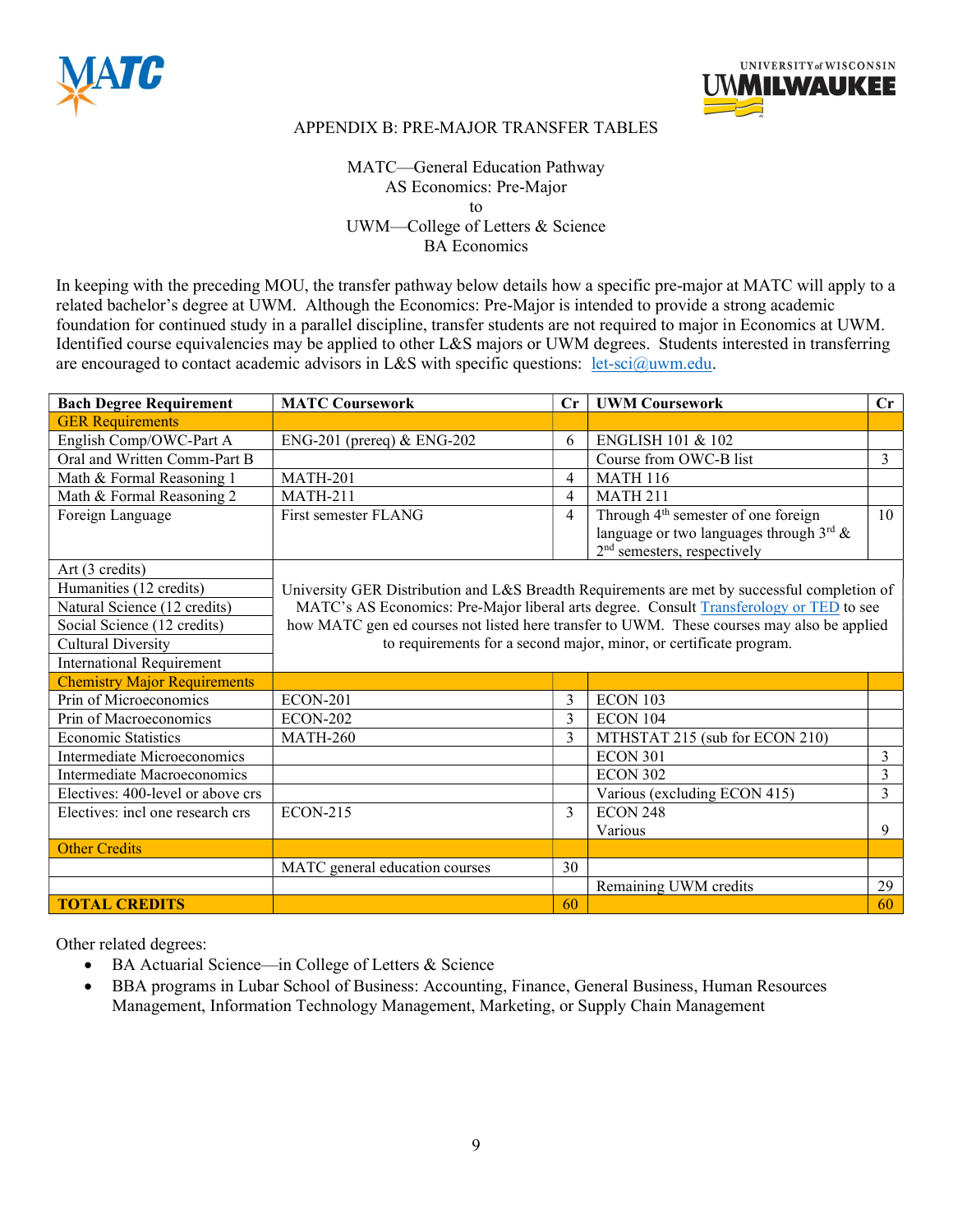APPENDIX B: PRE-MAJOR TRANSFER TABLES

MATC—General Education Pathway
AS Economics: Pre-Major
to
UWM—College of Letters & Science
BA Economics

In keeping with the preceding MOU, the transfer pathway below details how a specific pre-major at MATC will apply to a related bachelor's degree at UWM. Although the Economics: Pre-Major is intended to provide a strong academic foundation for continued study in a parallel discipline, transfer students are not required to major in Economics at UWM. Identified course equivalencies may be applied to other L&S majors or UWM degrees. Students interested in transferring are encouraged to contact academic advisors in L&S with specific questions: let-sci@uwm.edu.

| Bach Degree Requirement | MATC Coursework | Cr | UWM Coursework | Cr |
|---|---|---|---|---|
| GER Requirements | | | | |
| English Comp/OWC-Part A | ENG-201 (prereq) & ENG-202 | 6 | ENGLISH 101 & 102 | |
| Oral and Written Comm-Part B | | | Course from OWC-B list | 3 |
| Math & Formal Reasoning 1 | MATH-201 | 4 | MATH 116 | |
| Math & Formal Reasoning 2 | MATH-211 | 4 | MATH 211 | |
| Foreign Language | First semester FLANG | 4 | Through 4th semester of one foreign language or two languages through 3rd & 2nd semesters, respectively | 10 |
| Art (3 credits) | University GER Distribution and L&S Breadth Requirements are met by successful completion of MATC's AS Economics: Pre-Major liberal arts degree. Consult Transferology or TED to see how MATC gen ed courses not listed here transfer to UWM. These courses may also be applied to requirements for a second major, minor, or certificate program. | | | |
| Humanities (12 credits) | | | | |
| Natural Science (12 credits) | | | | |
| Social Science (12 credits) | | | | |
| Cultural Diversity | | | | |
| International Requirement | | | | |
| Chemistry Major Requirements | | | | |
| Prin of Microeconomics | ECON-201 | 3 | ECON 103 | |
| Prin of Macroeconomics | ECON-202 | 3 | ECON 104 | |
| Economic Statistics | MATH-260 | 3 | MTHSTAT 215 (sub for ECON 210) | |
| Intermediate Microeconomics | | | ECON 301 | 3 |
| Intermediate Macroeconomics | | | ECON 302 | 3 |
| Electives: 400-level or above crs | | | Various (excluding ECON 415) | 3 |
| Electives: incl one research crs | ECON-215 | 3 | ECON 248<br>Various | 9 |
| Other Credits | | | | |
| | MATC general education courses | 30 | | |
| | | | Remaining UWM credits | 29 |
| **TOTAL CREDITS** | | 60 | | 60 |

Other related degrees:

- BA Actuarial Science—in College of Letters & Science
- BBA programs in Lubar School of Business: Accounting, Finance, General Business, Human Resources Management, Information Technology Management, Marketing, or Supply Chain Management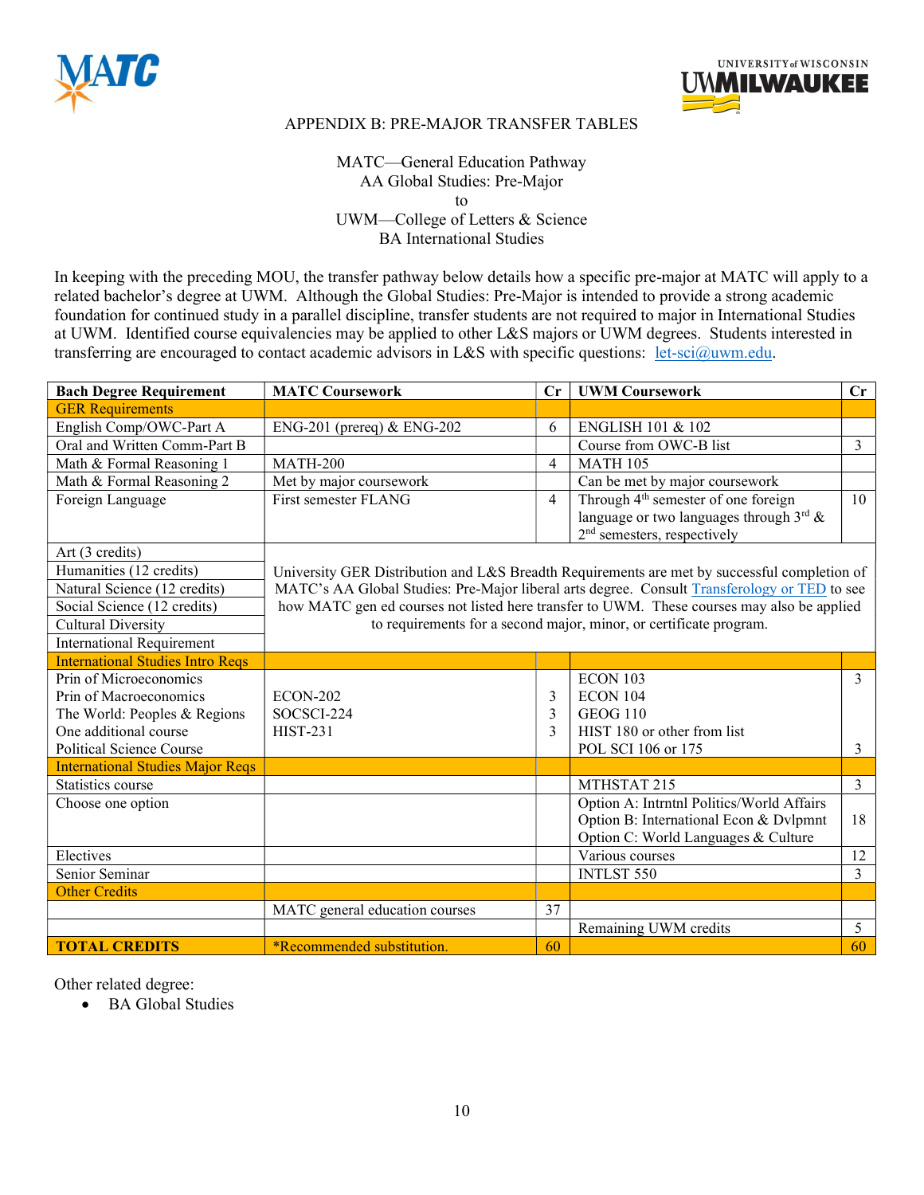APPENDIX B: PRE-MAJOR TRANSFER TABLES

MATC—General Education Pathway
AA Global Studies: Pre-Major
to
UWM—College of Letters & Science
BA International Studies

In keeping with the preceding MOU, the transfer pathway below details how a specific pre-major at MATC will apply to a related bachelor's degree at UWM. Although the Global Studies: Pre-Major is intended to provide a strong academic foundation for continued study in a parallel discipline, transfer students are not required to major in International Studies at UWM. Identified course equivalencies may be applied to other L&S majors or UWM degrees. Students interested in transferring are encouraged to contact academic advisors in L&S with specific questions: let-sci@uwm.edu.

| Bach Degree Requirement | MATC Coursework | Cr | UWM Coursework | Cr |
|---|---|---|---|---|
| GER Requirements | | | | |
| English Comp/OWC-Part A | ENG-201 (prereq) & ENG-202 | 6 | ENGLISH 101 & 102 | |
| Oral and Written Comm-Part B | | | Course from OWC-B list | 3 |
| Math & Formal Reasoning 1 | MATH-200 | 4 | MATH 105 | |
| Math & Formal Reasoning 2 | Met by major coursework | | Can be met by major coursework | |
| Foreign Language | First semester FLANG | 4 | Through 4th semester of one foreign language or two languages through 3rd & 2nd semesters, respectively | 10 |
| Art (3 credits)<br>Humanities (12 credits)<br>Natural Science (12 credits)<br>Social Science (12 credits)<br>Cultural Diversity<br>International Requirement | University GER Distribution and L&S Breadth Requirements are met by successful completion of MATC's AA Global Studies: Pre-Major liberal arts degree. Consult Transferology or TED to see how MATC gen ed courses not listed here transfer to UWM. These courses may also be applied to requirements for a second major, minor, or certificate program. | | | |
| International Studies Intro Reqs | | | | |
| Prin of Microeconomics | | | ECON 103 | 3 |
| Prin of Macroeconomics | ECON-202 | 3 | ECON 104 | |
| The World: Peoples & Regions | SOCSCI-224 | 3 | GEOG 110 | |
| One additional course | HIST-231 | 3 | HIST 180 or other from list | |
| Political Science Course | | | POL SCI 106 or 175 | 3 |
| International Studies Major Reqs | | | | |
| Statistics course | | | MTHSTAT 215 | 3 |
| Choose one option | | | Option A: Intrntnl Politics/World Affairs<br>Option B: International Econ & Dvlpmnt<br>Option C: World Languages & Culture | 18 |
| Electives | | | Various courses | 12 |
| Senior Seminar | | | INTLST 550 | 3 |
| Other Credits | | | | |
| | MATC general education courses | 37 | | |
| | | | Remaining UWM credits | 5 |
| **TOTAL CREDITS** | *Recommended substitution. | 60 | | 60 |

Other related degree:

- BA Global Studies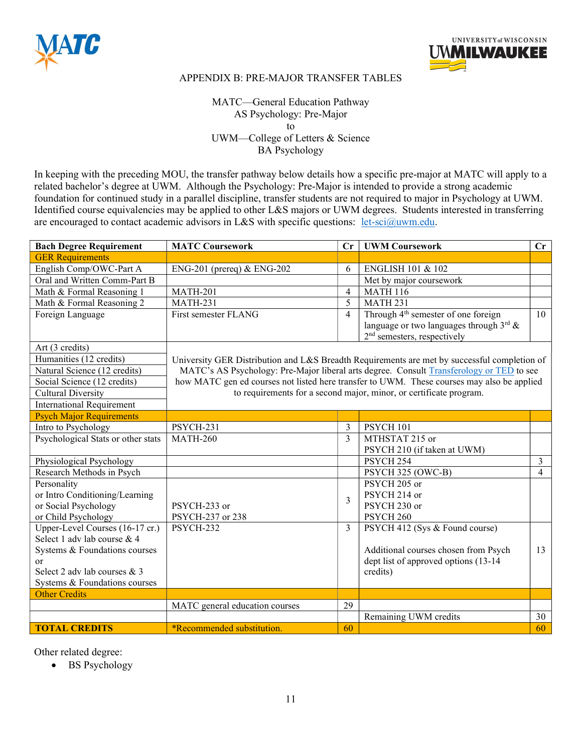APPENDIX B: PRE-MAJOR TRANSFER TABLES

MATC—General Education Pathway
AS Psychology: Pre-Major
to
UWM—College of Letters & Science
BA Psychology

In keeping with the preceding MOU, the transfer pathway below details how a specific pre-major at MATC will apply to a related bachelor's degree at UWM. Although the Psychology: Pre-Major is intended to provide a strong academic foundation for continued study in a parallel discipline, transfer students are not required to major in Psychology at UWM. Identified course equivalencies may be applied to other L&S majors or UWM degrees. Students interested in transferring are encouraged to contact academic advisors in L&S with specific questions: let-sci@uwm.edu.

| Bach Degree Requirement | MATC Coursework | Cr | UWM Coursework | Cr |
|---|---|---|---|---|
| GER Requirements | | | | |
| English Comp/OWC-Part A | ENG-201 (prereq) & ENG-202 | 6 | ENGLISH 101 & 102 | |
| Oral and Written Comm-Part B | | | Met by major coursework | |
| Math & Formal Reasoning 1 | MATH-201 | 4 | MATH 116 | |
| Math & Formal Reasoning 2 | MATH-231 | 5 | MATH 231 | |
| Foreign Language | First semester FLANG | 4 | Through 4th semester of one foreign language or two languages through 3rd & 2nd semesters, respectively | 10 |
| Art (3 credits) | University GER Distribution and L&S Breadth Requirements are met by successful completion of MATC's AS Psychology: Pre-Major liberal arts degree. Consult Transferology or TED to see how MATC gen ed courses not listed here transfer to UWM. These courses may also be applied to requirements for a second major, minor, or certificate program. | | | |
| Humanities (12 credits) | | | | |
| Natural Science (12 credits) | | | | |
| Social Science (12 credits) | | | | |
| Cultural Diversity | | | | |
| International Requirement | | | | |
| Psych Major Requirements | | | | |
| Intro to Psychology | PSYCH-231 | 3 | PSYCH 101 | |
| Psychological Stats or other stats | MATH-260 | 3 | MTHSTAT 215 or PSYCH 210 (if taken at UWM) | |
| Physiological Psychology | | | PSYCH 254 | 3 |
| Research Methods in Psych | | | PSYCH 325 (OWC-B) | 4 |
| Personality or Intro Conditioning/Learning or Social Psychology or Child Psychology | PSYCH-233 or PSYCH-237 or 238 | 3 | PSYCH 205 or PSYCH 214 or PSYCH 230 or PSYCH 260 | |
| Upper-Level Courses (16-17 cr.) Select 1 adv lab course & 4 Systems & Foundations courses or Select 2 adv lab courses & 3 Systems & Foundations courses | PSYCH-232 | 3 | PSYCH 412 (Sys & Found course)<br><br>Additional courses chosen from Psych dept list of approved options (13-14 credits) | 13 |
| Other Credits | | | | |
| | MATC general education courses | 29 | | |
| | | | Remaining UWM credits | 30 |
| **TOTAL CREDITS** | *Recommended substitution. | 60 | | 60 |

Other related degree:

- BS Psychology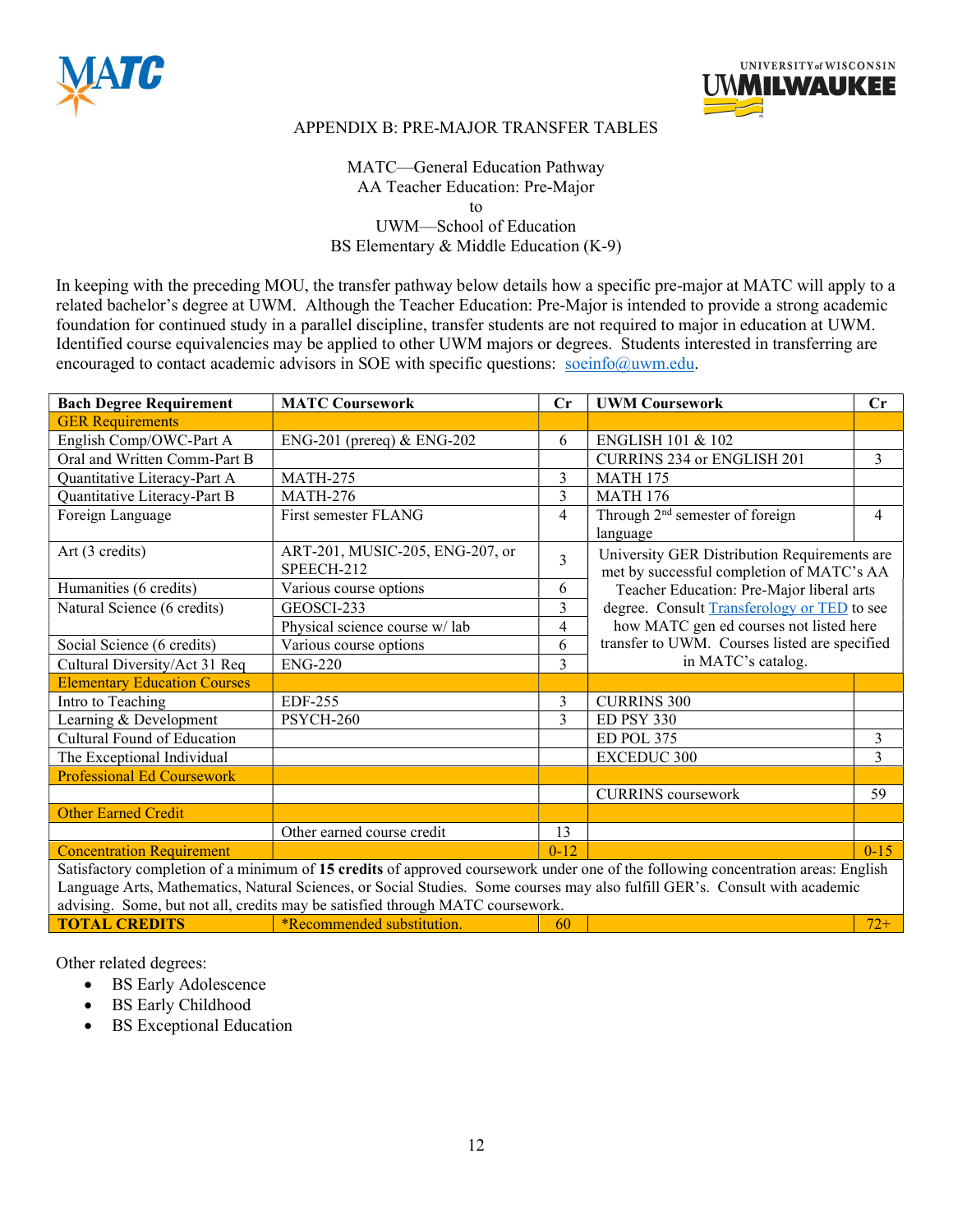APPENDIX B: PRE-MAJOR TRANSFER TABLES

MATC—General Education Pathway
AA Teacher Education: Pre-Major
to
UWM—School of Education
BS Elementary & Middle Education (K-9)

In keeping with the preceding MOU, the transfer pathway below details how a specific pre-major at MATC will apply to a related bachelor's degree at UWM. Although the Teacher Education: Pre-Major is intended to provide a strong academic foundation for continued study in a parallel discipline, transfer students are not required to major in education at UWM. Identified course equivalencies may be applied to other UWM majors or degrees. Students interested in transferring are encouraged to contact academic advisors in SOE with specific questions: soeinfo@uwm.edu.

| Bach Degree Requirement | MATC Coursework | Cr | UWM Coursework | Cr |
|---|---|---|---|---|
| GER Requirements | | | | |
| English Comp/OWC-Part A | ENG-201 (prereq) & ENG-202 | 6 | ENGLISH 101 & 102 | |
| Oral and Written Comm-Part B | | | CURRINS 234 or ENGLISH 201 | 3 |
| Quantitative Literacy-Part A | MATH-275 | 3 | MATH 175 | |
| Quantitative Literacy-Part B | MATH-276 | 3 | MATH 176 | |
| Foreign Language | First semester FLANG | 4 | Through 2nd semester of foreign language | 4 |
| Art (3 credits) | ART-201, MUSIC-205, ENG-207, or SPEECH-212 | 3 | University GER Distribution Requirements are met by successful completion of MATC's AA Teacher Education: Pre-Major liberal arts degree. Consult Transferology or TED to see how MATC gen ed courses not listed here transfer to UWM. Courses listed are specified in MATC's catalog. | |
| Humanities (6 credits) | Various course options | 6 | | |
| Natural Science (6 credits) | GEOSCI-233 | 3 | | |
| | Physical science course w/ lab | 4 | | |
| Social Science (6 credits) | Various course options | 6 | | |
| Cultural Diversity/Act 31 Req | ENG-220 | 3 | | |
| Elementary Education Courses | | | | |
| Intro to Teaching | EDF-255 | 3 | CURRINS 300 | |
| Learning & Development | PSYCH-260 | 3 | ED PSY 330 | |
| Cultural Found of Education | | | ED POL 375 | 3 |
| The Exceptional Individual | | | EXCEDUC 300 | 3 |
| Professional Ed Coursework | | | | |
| | | | CURRINS coursework | 59 |
| Other Earned Credit | | | | |
| | Other earned course credit | 13 | | |
| Concentration Requirement | | 0-12 | | 0-15 |
| Satisfactory completion of a minimum of **15 credits** of approved coursework under one of the following concentration areas: English Language Arts, Mathematics, Natural Sciences, or Social Studies. Some courses may also fulfill GER's. Consult with academic advising. Some, but not all, credits may be satisfied through MATC coursework. | | | | |
| **TOTAL CREDITS** | *Recommended substitution. | 60 | | 72+ |

Other related degrees:

- BS Early Adolescence
- BS Early Childhood
- BS Exceptional Education